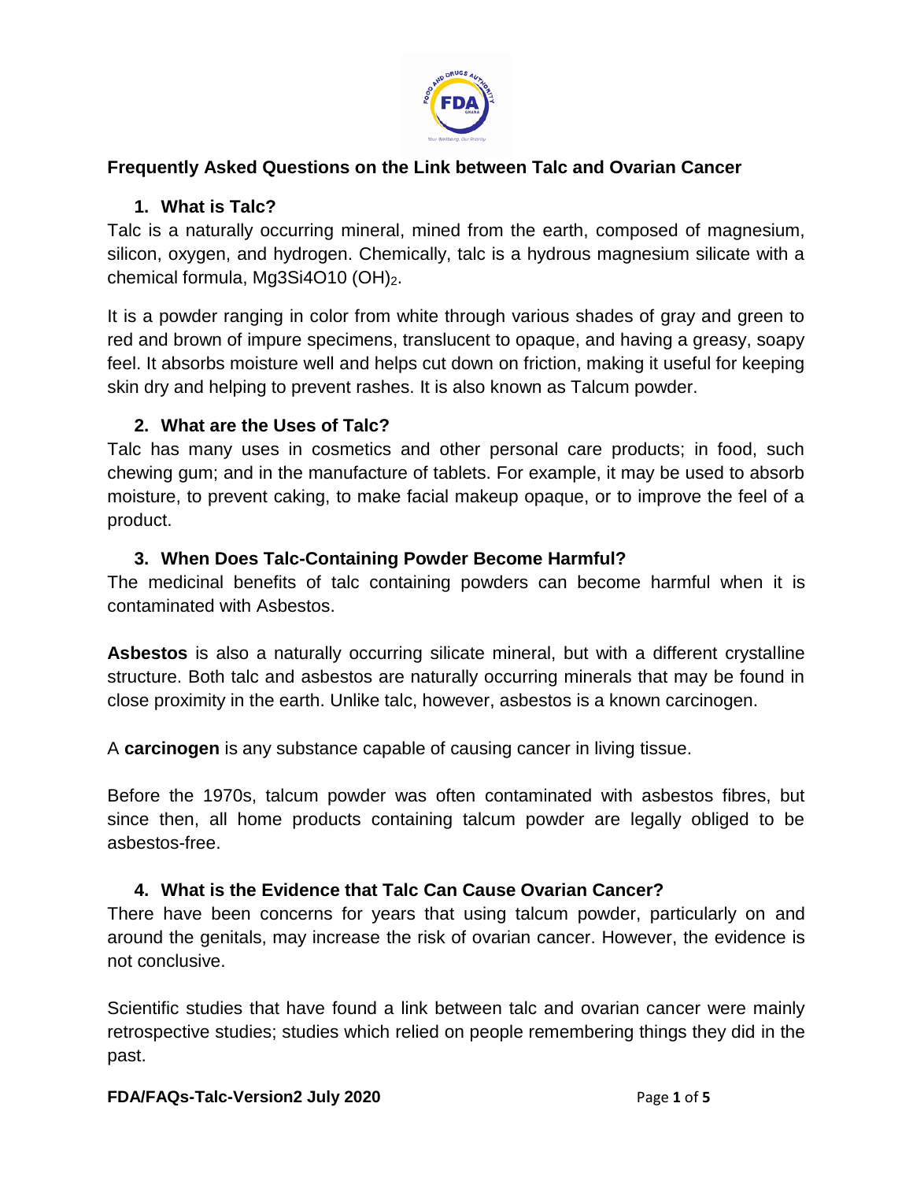## Frequently Asked Questions on the Link between Talc and Ovarian Cancer

### 1. What is Talc?

Talc is a naturally occurring mineral, mined from the earth, composed of magnesium, silicon, oxygen, and hydrogen. Chemically, talc is a hydrous magnesium silicate with a chemical formula, $Mg_3Si_4O_{10}(OH)_2$.

It is a powder ranging in color from white through various shades of gray and green to red and brown of impure specimens, translucent to opaque, and having a greasy, soapy feel. It absorbs moisture well and helps cut down on friction, making it useful for keeping skin dry and helping to prevent rashes. It is also known as Talcum powder.

### 2. What are the Uses of Talc?

Talc has many uses in cosmetics and other personal care products; in food, such chewing gum; and in the manufacture of tablets. For example, it may be used to absorb moisture, to prevent caking, to make facial makeup opaque, or to improve the feel of a product.

### 3. When Does Talc-Containing Powder Become Harmful?

The medicinal benefits of talc containing powders can become harmful when it is contaminated with Asbestos.

**Asbestos** is also a naturally occurring silicate mineral, but with a different crystalline structure. Both talc and asbestos are naturally occurring minerals that may be found in close proximity in the earth. Unlike talc, however, asbestos is a known carcinogen.

A **carcinogen** is any substance capable of causing cancer in living tissue.

Before the 1970s, talcum powder was often contaminated with asbestos fibres, but since then, all home products containing talcum powder are legally obliged to be asbestos-free.

### 4. What is the Evidence that Talc Can Cause Ovarian Cancer?

There have been concerns for years that using talcum powder, particularly on and around the genitals, may increase the risk of ovarian cancer. However, the evidence is not conclusive.

Scientific studies that have found a link between talc and ovarian cancer were mainly retrospective studies; studies which relied on people remembering things they did in the past.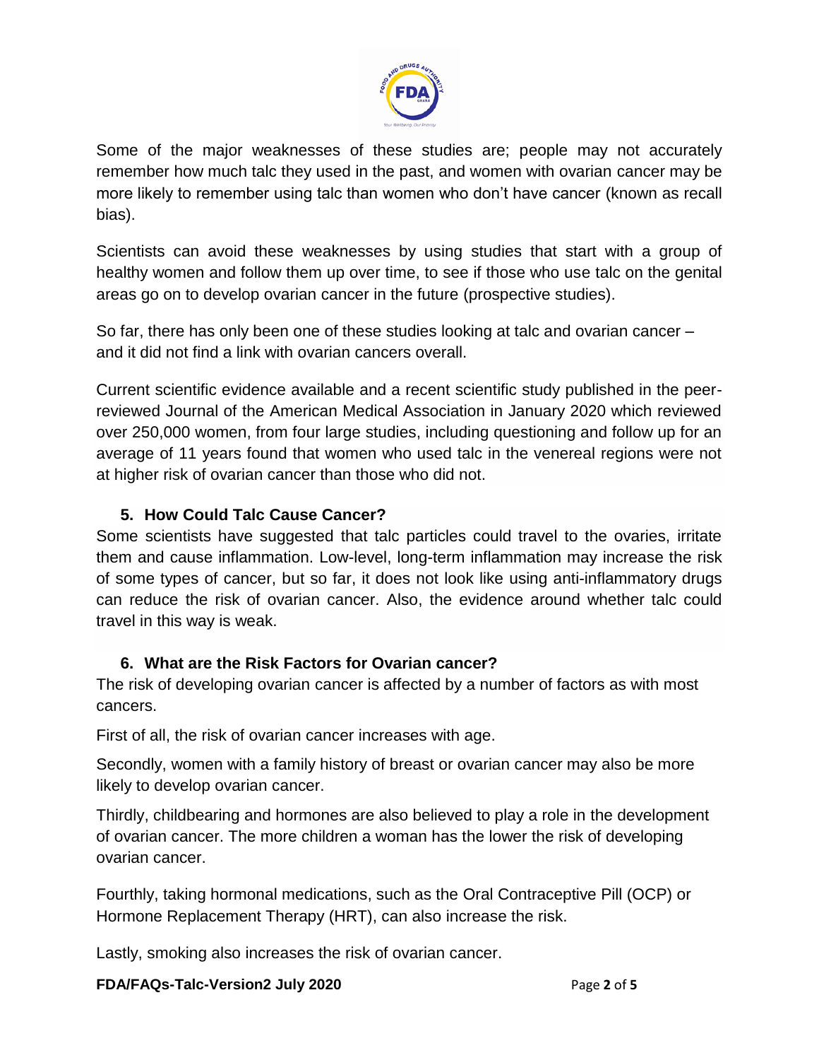Some of the major weaknesses of these studies are; people may not accurately remember how much talc they used in the past, and women with ovarian cancer may be more likely to remember using talc than women who don't have cancer (known as recall bias).

Scientists can avoid these weaknesses by using studies that start with a group of healthy women and follow them up over time, to see if those who use talc on the genital areas go on to develop ovarian cancer in the future (prospective studies).

So far, there has only been one of these studies looking at talc and ovarian cancer – and it did not find a link with ovarian cancers overall.

Current scientific evidence available and a recent scientific study published in the peer-reviewed Journal of the American Medical Association in January 2020 which reviewed over 250,000 women, from four large studies, including questioning and follow up for an average of 11 years found that women who used talc in the venereal regions were not at higher risk of ovarian cancer than those who did not.

### 5. How Could Talc Cause Cancer?

Some scientists have suggested that talc particles could travel to the ovaries, irritate them and cause inflammation. Low-level, long-term inflammation may increase the risk of some types of cancer, but so far, it does not look like using anti-inflammatory drugs can reduce the risk of ovarian cancer. Also, the evidence around whether talc could travel in this way is weak.

### 6. What are the Risk Factors for Ovarian cancer?

The risk of developing ovarian cancer is affected by a number of factors as with most cancers.

First of all, the risk of ovarian cancer increases with age.

Secondly, women with a family history of breast or ovarian cancer may also be more likely to develop ovarian cancer.

Thirdly, childbearing and hormones are also believed to play a role in the development of ovarian cancer. The more children a woman has the lower the risk of developing ovarian cancer.

Fourthly, taking hormonal medications, such as the Oral Contraceptive Pill (OCP) or Hormone Replacement Therapy (HRT), can also increase the risk.

Lastly, smoking also increases the risk of ovarian cancer.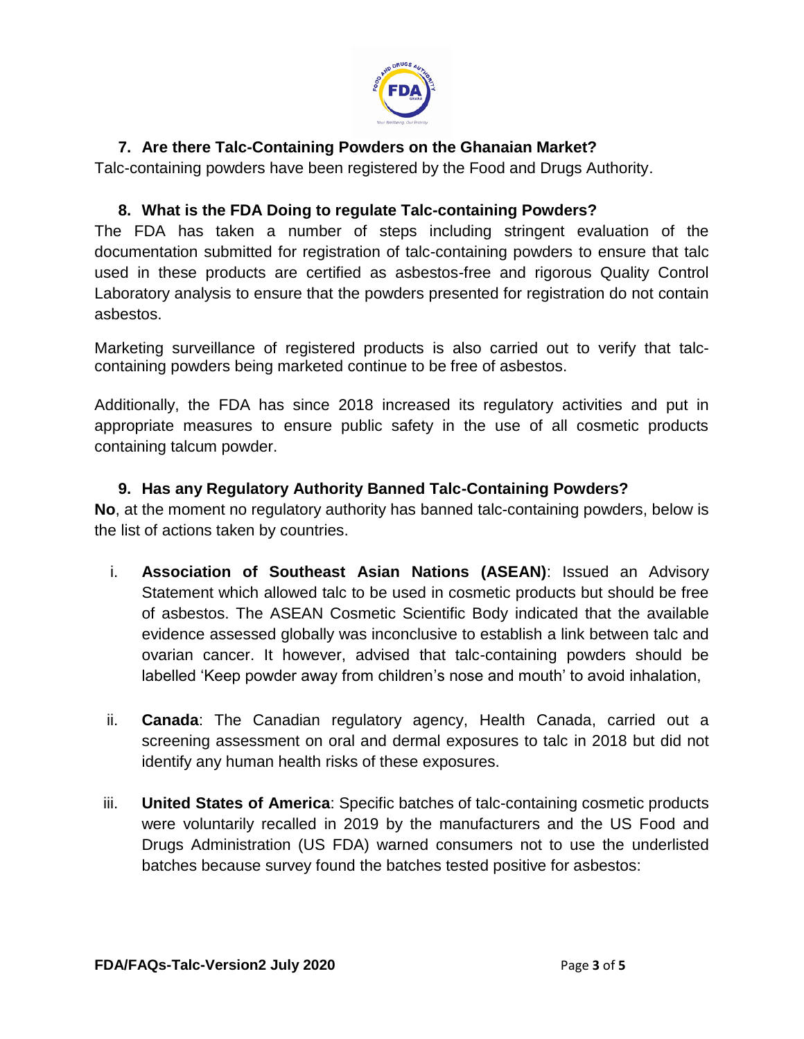## 7. Are there Talc-Containing Powders on the Ghanaian Market?

Talc-containing powders have been registered by the Food and Drugs Authority.

## 8. What is the FDA Doing to regulate Talc-containing Powders?

The FDA has taken a number of steps including stringent evaluation of the documentation submitted for registration of talc-containing powders to ensure that talc used in these products are certified as asbestos-free and rigorous Quality Control Laboratory analysis to ensure that the powders presented for registration do not contain asbestos.

Marketing surveillance of registered products is also carried out to verify that talc-containing powders being marketed continue to be free of asbestos.

Additionally, the FDA has since 2018 increased its regulatory activities and put in appropriate measures to ensure public safety in the use of all cosmetic products containing talcum powder.

## 9. Has any Regulatory Authority Banned Talc-Containing Powders?

**No**, at the moment no regulatory authority has banned talc-containing powders, below is the list of actions taken by countries.

i. **Association of Southeast Asian Nations (ASEAN)**: Issued an Advisory Statement which allowed talc to be used in cosmetic products but should be free of asbestos. The ASEAN Cosmetic Scientific Body indicated that the available evidence assessed globally was inconclusive to establish a link between talc and ovarian cancer. It however, advised that talc-containing powders should be labelled 'Keep powder away from children's nose and mouth' to avoid inhalation,

ii. **Canada**: The Canadian regulatory agency, Health Canada, carried out a screening assessment on oral and dermal exposures to talc in 2018 but did not identify any human health risks of these exposures.

iii. **United States of America**: Specific batches of talc-containing cosmetic products were voluntarily recalled in 2019 by the manufacturers and the US Food and Drugs Administration (US FDA) warned consumers not to use the underlisted batches because survey found the batches tested positive for asbestos: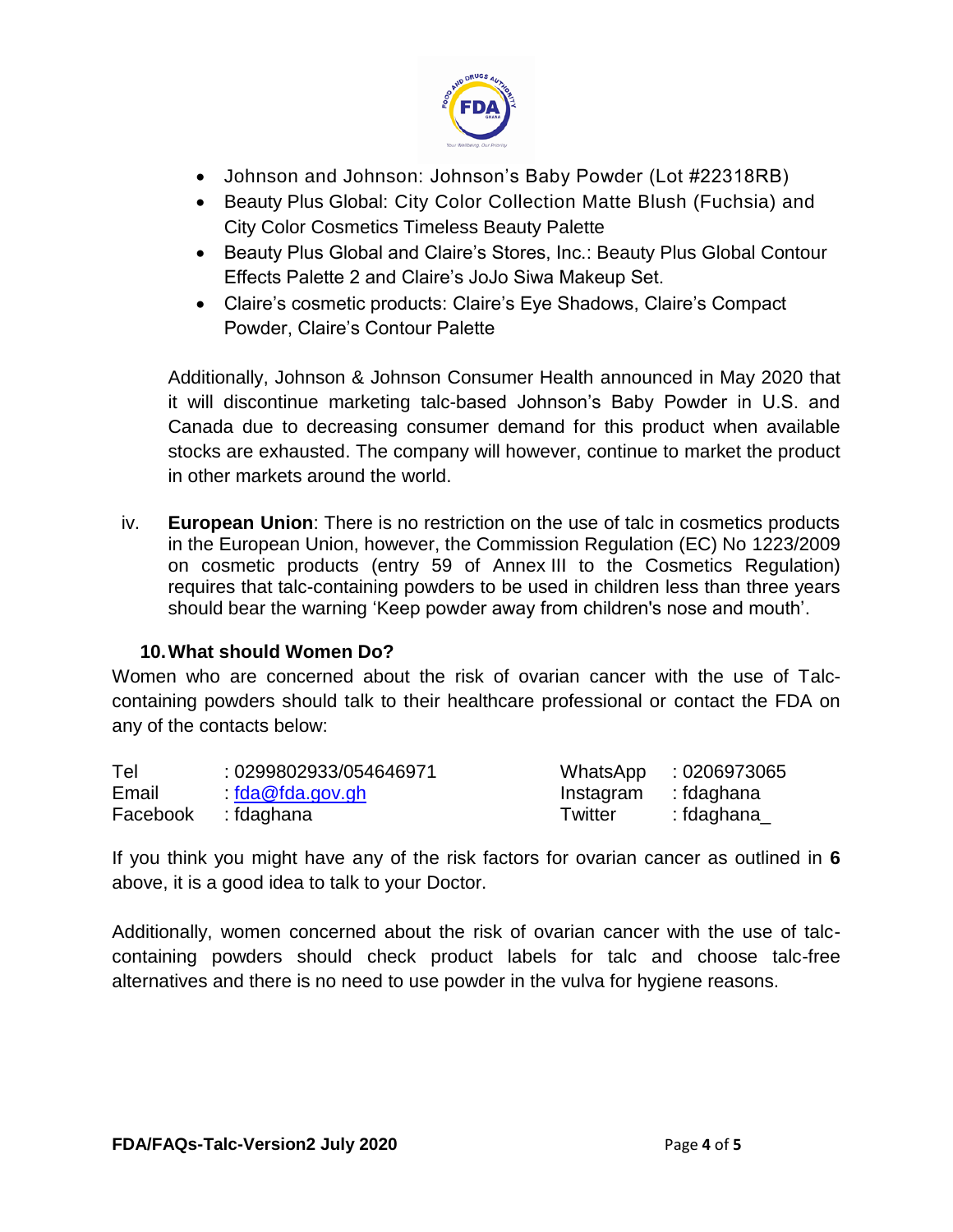- Johnson and Johnson: Johnson's Baby Powder (Lot #22318RB)
- Beauty Plus Global: City Color Collection Matte Blush (Fuchsia) and City Color Cosmetics Timeless Beauty Palette
- Beauty Plus Global and Claire's Stores, Inc.: Beauty Plus Global Contour Effects Palette 2 and Claire's JoJo Siwa Makeup Set.
- Claire's cosmetic products: Claire's Eye Shadows, Claire's Compact Powder, Claire's Contour Palette

Additionally, Johnson & Johnson Consumer Health announced in May 2020 that it will discontinue marketing talc-based Johnson's Baby Powder in U.S. and Canada due to decreasing consumer demand for this product when available stocks are exhausted. The company will however, continue to market the product in other markets around the world.

iv. **European Union**: There is no restriction on the use of talc in cosmetics products in the European Union, however, the Commission Regulation (EC) No 1223/2009 on cosmetic products (entry 59 of Annex III to the Cosmetics Regulation) requires that talc-containing powders to be used in children less than three years should bear the warning 'Keep powder away from children's nose and mouth'.

### 10. What should Women Do?

Women who are concerned about the risk of ovarian cancer with the use of Talc-containing powders should talk to their healthcare professional or contact the FDA on any of the contacts below:

| | | | |
|---|---|---|---|
| Tel | : 0299802933/054646971 | WhatsApp | : 0206973065 |
| Email | : fda@fda.gov.gh | Instagram | : fdaghana |
| Facebook | : fdaghana | Twitter | : fdaghana_ |

If you think you might have any of the risk factors for ovarian cancer as outlined in **6** above, it is a good idea to talk to your Doctor.

Additionally, women concerned about the risk of ovarian cancer with the use of talc-containing powders should check product labels for talc and choose talc-free alternatives and there is no need to use powder in the vulva for hygiene reasons.

**FDA/FAQs-Talc-Version2 July 2020**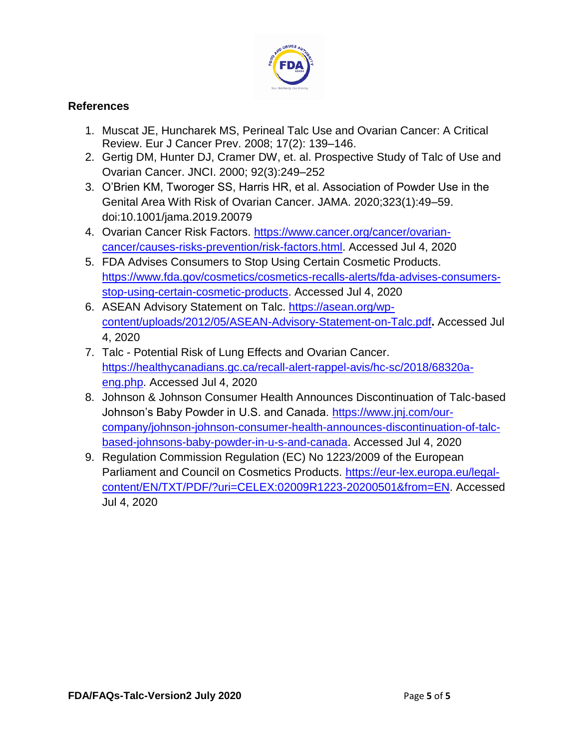## References

1. Muscat JE, Huncharek MS, Perineal Talc Use and Ovarian Cancer: A Critical Review. Eur J Cancer Prev. 2008; 17(2): 139–146.
2. Gertig DM, Hunter DJ, Cramer DW, et. al. Prospective Study of Talc of Use and Ovarian Cancer. JNCI. 2000; 92(3):249–252
3. O'Brien KM, Tworoger SS, Harris HR, et al. Association of Powder Use in the Genital Area With Risk of Ovarian Cancer. JAMA. 2020;323(1):49–59. doi:10.1001/jama.2019.20079
4. Ovarian Cancer Risk Factors. https://www.cancer.org/cancer/ovarian-cancer/causes-risks-prevention/risk-factors.html. Accessed Jul 4, 2020
5. FDA Advises Consumers to Stop Using Certain Cosmetic Products. https://www.fda.gov/cosmetics/cosmetics-recalls-alerts/fda-advises-consumers-stop-using-certain-cosmetic-products. Accessed Jul 4, 2020
6. ASEAN Advisory Statement on Talc. https://asean.org/wp-content/uploads/2012/05/ASEAN-Advisory-Statement-on-Talc.pdf**.** Accessed Jul 4, 2020
7. Talc - Potential Risk of Lung Effects and Ovarian Cancer. https://healthycanadians.gc.ca/recall-alert-rappel-avis/hc-sc/2018/68320a-eng.php. Accessed Jul 4, 2020
8. Johnson & Johnson Consumer Health Announces Discontinuation of Talc-based Johnson's Baby Powder in U.S. and Canada. https://www.jnj.com/our-company/johnson-johnson-consumer-health-announces-discontinuation-of-talc-based-johnsons-baby-powder-in-u-s-and-canada. Accessed Jul 4, 2020
9. Regulation Commission Regulation (EC) No 1223/2009 of the European Parliament and Council on Cosmetics Products. https://eur-lex.europa.eu/legal-content/EN/TXT/PDF/?uri=CELEX:02009R1223-20200501&from=EN. Accessed Jul 4, 2020